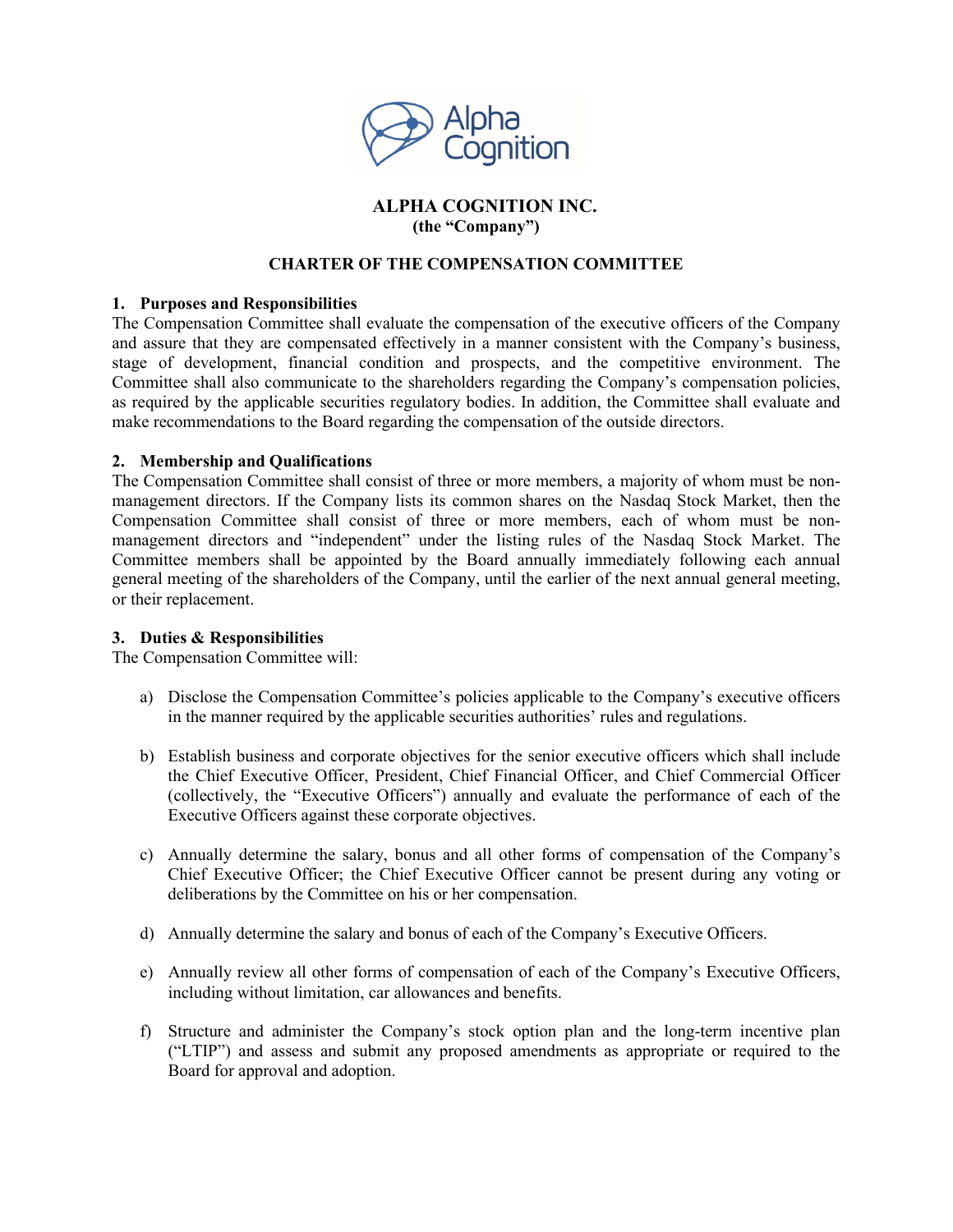# ALPHA COGNITION INC.
**(the "Company")**

## CHARTER OF THE COMPENSATION COMMITTEE

### 1. Purposes and Responsibilities

The Compensation Committee shall evaluate the compensation of the executive officers of the Company and assure that they are compensated effectively in a manner consistent with the Company's business, stage of development, financial condition and prospects, and the competitive environment. The Committee shall also communicate to the shareholders regarding the Company's compensation policies, as required by the applicable securities regulatory bodies. In addition, the Committee shall evaluate and make recommendations to the Board regarding the compensation of the outside directors.

### 2. Membership and Qualifications

The Compensation Committee shall consist of three or more members, a majority of whom must be non-management directors. If the Company lists its common shares on the Nasdaq Stock Market, then the Compensation Committee shall consist of three or more members, each of whom must be non-management directors and "independent" under the listing rules of the Nasdaq Stock Market. The Committee members shall be appointed by the Board annually immediately following each annual general meeting of the shareholders of the Company, until the earlier of the next annual general meeting, or their replacement.

### 3. Duties & Responsibilities

The Compensation Committee will:

a) Disclose the Compensation Committee's policies applicable to the Company's executive officers in the manner required by the applicable securities authorities' rules and regulations.

b) Establish business and corporate objectives for the senior executive officers which shall include the Chief Executive Officer, President, Chief Financial Officer, and Chief Commercial Officer (collectively, the "Executive Officers") annually and evaluate the performance of each of the Executive Officers against these corporate objectives.

c) Annually determine the salary, bonus and all other forms of compensation of the Company's Chief Executive Officer; the Chief Executive Officer cannot be present during any voting or deliberations by the Committee on his or her compensation.

d) Annually determine the salary and bonus of each of the Company's Executive Officers.

e) Annually review all other forms of compensation of each of the Company's Executive Officers, including without limitation, car allowances and benefits.

f) Structure and administer the Company's stock option plan and the long-term incentive plan ("LTIP") and assess and submit any proposed amendments as appropriate or required to the Board for approval and adoption.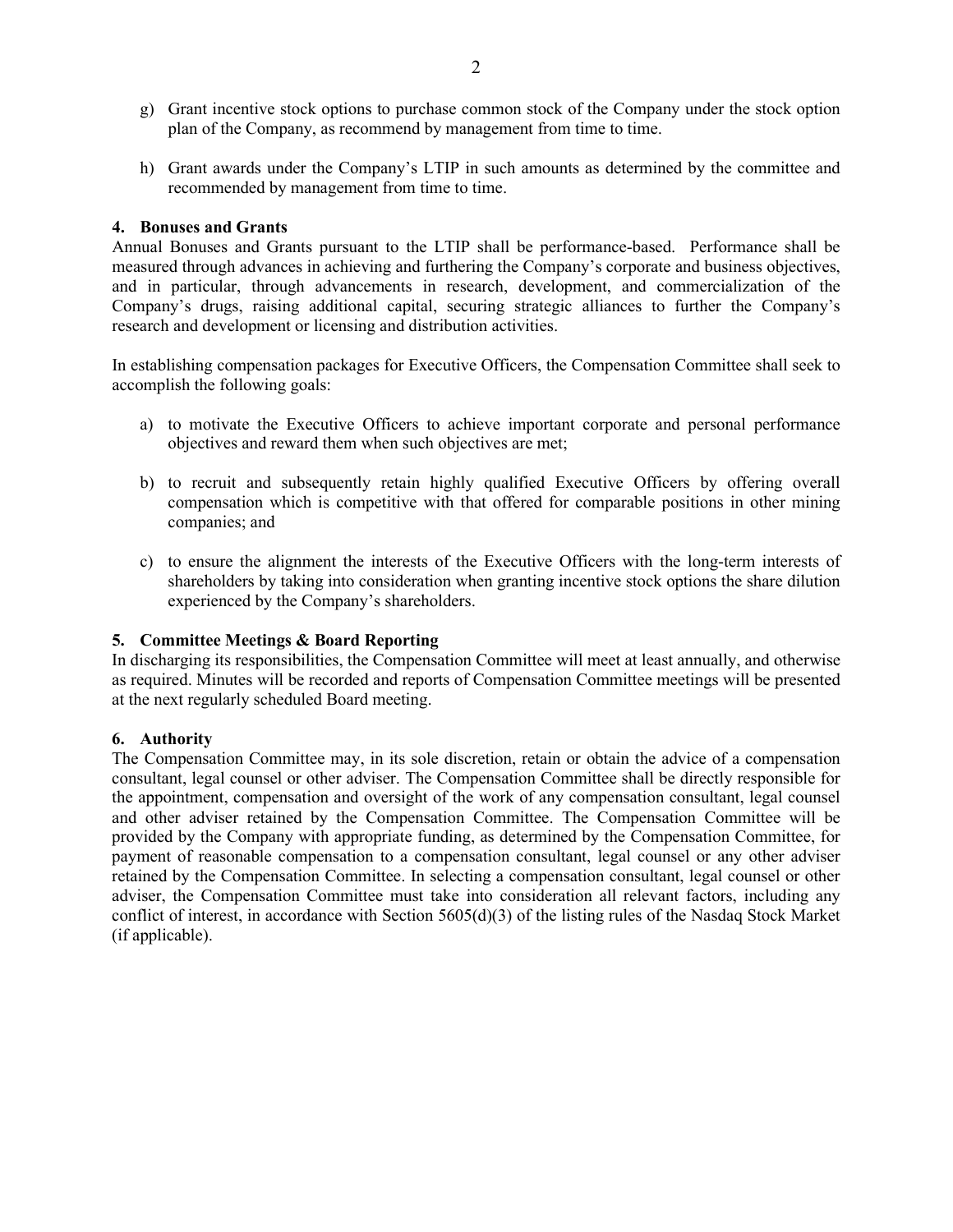g) Grant incentive stock options to purchase common stock of the Company under the stock option plan of the Company, as recommend by management from time to time.

h) Grant awards under the Company's LTIP in such amounts as determined by the committee and recommended by management from time to time.

**4. Bonuses and Grants**

Annual Bonuses and Grants pursuant to the LTIP shall be performance-based. Performance shall be measured through advances in achieving and furthering the Company's corporate and business objectives, and in particular, through advancements in research, development, and commercialization of the Company's drugs, raising additional capital, securing strategic alliances to further the Company's research and development or licensing and distribution activities.

In establishing compensation packages for Executive Officers, the Compensation Committee shall seek to accomplish the following goals:

a) to motivate the Executive Officers to achieve important corporate and personal performance objectives and reward them when such objectives are met;

b) to recruit and subsequently retain highly qualified Executive Officers by offering overall compensation which is competitive with that offered for comparable positions in other mining companies; and

c) to ensure the alignment the interests of the Executive Officers with the long-term interests of shareholders by taking into consideration when granting incentive stock options the share dilution experienced by the Company's shareholders.

**5. Committee Meetings & Board Reporting**

In discharging its responsibilities, the Compensation Committee will meet at least annually, and otherwise as required. Minutes will be recorded and reports of Compensation Committee meetings will be presented at the next regularly scheduled Board meeting.

**6. Authority**

The Compensation Committee may, in its sole discretion, retain or obtain the advice of a compensation consultant, legal counsel or other adviser. The Compensation Committee shall be directly responsible for the appointment, compensation and oversight of the work of any compensation consultant, legal counsel and other adviser retained by the Compensation Committee. The Compensation Committee will be provided by the Company with appropriate funding, as determined by the Compensation Committee, for payment of reasonable compensation to a compensation consultant, legal counsel or any other adviser retained by the Compensation Committee. In selecting a compensation consultant, legal counsel or other adviser, the Compensation Committee must take into consideration all relevant factors, including any conflict of interest, in accordance with Section 5605(d)(3) of the listing rules of the Nasdaq Stock Market (if applicable).